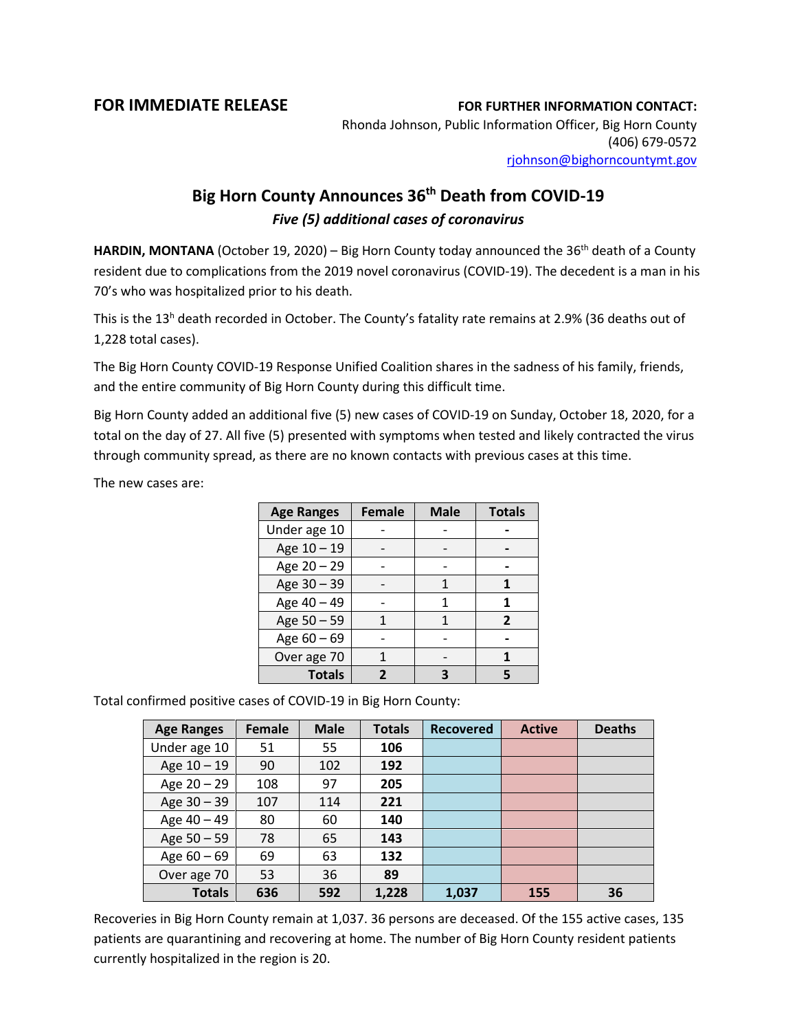**FOR IMMEDIATE RELEASE**

**FOR FURTHER INFORMATION CONTACT:**
Rhonda Johnson, Public Information Officer, Big Horn County
(406) 679-0572
rjohnson@bighorncountymt.gov

# Big Horn County Announces 36th Death from COVID-19

***Five (5) additional cases of coronavirus***

**HARDIN, MONTANA** (October 19, 2020) – Big Horn County today announced the 36th death of a County resident due to complications from the 2019 novel coronavirus (COVID-19). The decedent is a man in his 70's who was hospitalized prior to his death.

This is the 13h death recorded in October. The County's fatality rate remains at 2.9% (36 deaths out of 1,228 total cases).

The Big Horn County COVID-19 Response Unified Coalition shares in the sadness of his family, friends, and the entire community of Big Horn County during this difficult time.

Big Horn County added an additional five (5) new cases of COVID-19 on Sunday, October 18, 2020, for a total on the day of 27. All five (5) presented with symptoms when tested and likely contracted the virus through community spread, as there are no known contacts with previous cases at this time.

The new cases are:

| Age Ranges | Female | Male | Totals |
|---|---|---|---|
| Under age 10 | - | - | **-** |
| Age 10 – 19 | - | - | **-** |
| Age 20 – 29 | - | - | **-** |
| Age 30 – 39 | - | 1 | **1** |
| Age 40 – 49 | - | 1 | **1** |
| Age 50 – 59 | 1 | 1 | **2** |
| Age 60 – 69 | - | - | **-** |
| Over age 70 | 1 | - | **1** |
| **Totals** | **2** | **3** | **5** |

Total confirmed positive cases of COVID-19 in Big Horn County:

| Age Ranges | Female | Male | Totals | Recovered | Active | Deaths |
|---|---|---|---|---|---|---|
| Under age 10 | 51 | 55 | **106** | | | |
| Age 10 – 19 | 90 | 102 | **192** | | | |
| Age 20 – 29 | 108 | 97 | **205** | | | |
| Age 30 – 39 | 107 | 114 | **221** | | | |
| Age 40 – 49 | 80 | 60 | **140** | | | |
| Age 50 – 59 | 78 | 65 | **143** | | | |
| Age 60 – 69 | 69 | 63 | **132** | | | |
| Over age 70 | 53 | 36 | **89** | | | |
| **Totals** | **636** | **592** | **1,228** | **1,037** | **155** | **36** |

Recoveries in Big Horn County remain at 1,037. 36 persons are deceased. Of the 155 active cases, 135 patients are quarantining and recovering at home. The number of Big Horn County resident patients currently hospitalized in the region is 20.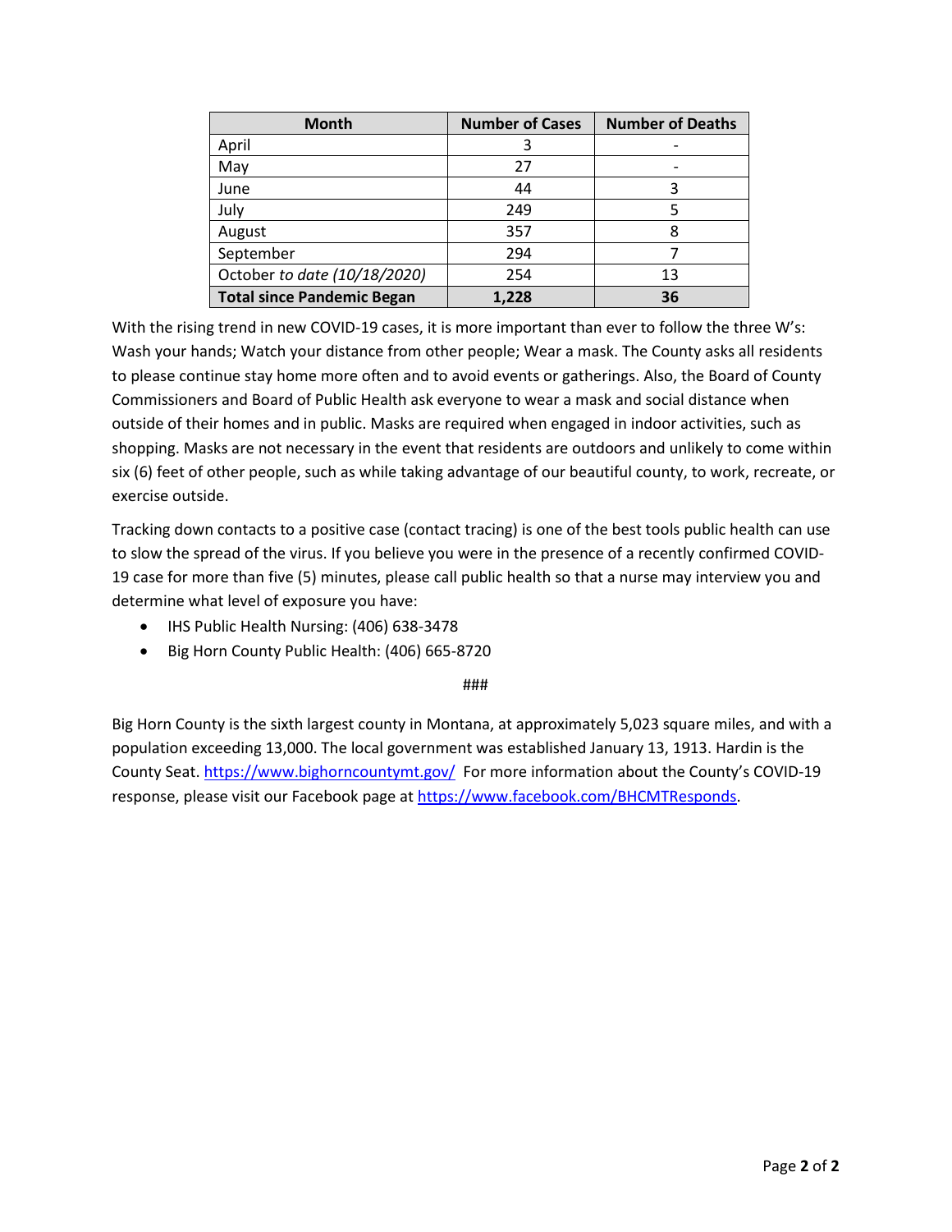| Month | Number of Cases | Number of Deaths |
|---|---|---|
| April | 3 | - |
| May | 27 | - |
| June | 44 | 3 |
| July | 249 | 5 |
| August | 357 | 8 |
| September | 294 | 7 |
| October *to date (10/18/2020)* | 254 | 13 |
| **Total since Pandemic Began** | **1,228** | **36** |

With the rising trend in new COVID-19 cases, it is more important than ever to follow the three W's: Wash your hands; Watch your distance from other people; Wear a mask. The County asks all residents to please continue stay home more often and to avoid events or gatherings. Also, the Board of County Commissioners and Board of Public Health ask everyone to wear a mask and social distance when outside of their homes and in public. Masks are required when engaged in indoor activities, such as shopping. Masks are not necessary in the event that residents are outdoors and unlikely to come within six (6) feet of other people, such as while taking advantage of our beautiful county, to work, recreate, or exercise outside.

Tracking down contacts to a positive case (contact tracing) is one of the best tools public health can use to slow the spread of the virus. If you believe you were in the presence of a recently confirmed COVID-19 case for more than five (5) minutes, please call public health so that a nurse may interview you and determine what level of exposure you have:

- IHS Public Health Nursing: (406) 638-3478
- Big Horn County Public Health: (406) 665-8720

###

Big Horn County is the sixth largest county in Montana, at approximately 5,023 square miles, and with a population exceeding 13,000. The local government was established January 13, 1913. Hardin is the County Seat. https://www.bighorncountymt.gov/ For more information about the County's COVID-19 response, please visit our Facebook page at https://www.facebook.com/BHCMTResponds.